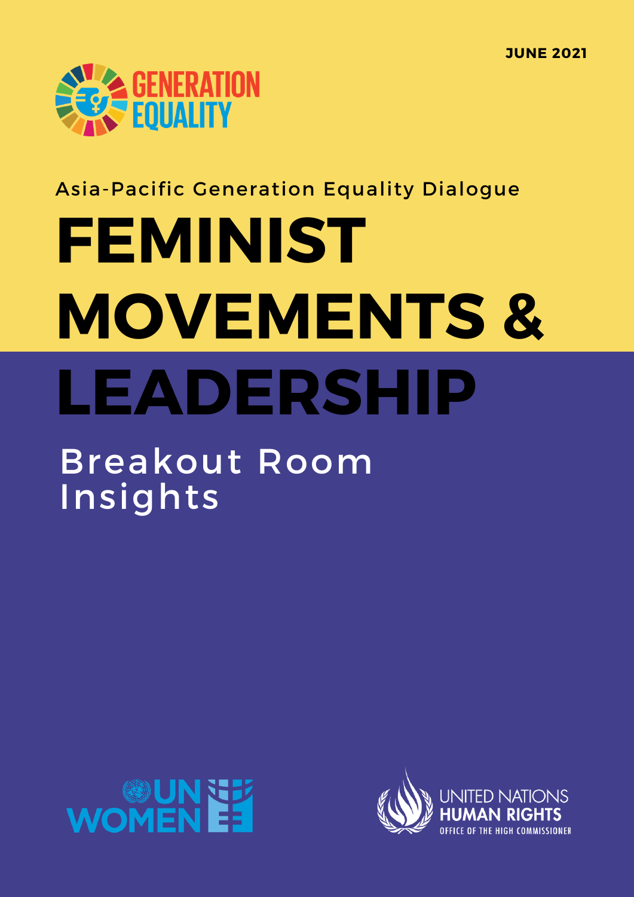JUNE 2021

GENERATION EQUALITY

Asia-Pacific Generation Equality Dialogue

# FEMINIST MOVEMENTS & LEADERSHIP

## Breakout Room Insights

UN WOMEN

UNITED NATIONS HUMAN RIGHTS OFFICE OF THE HIGH COMMISSIONER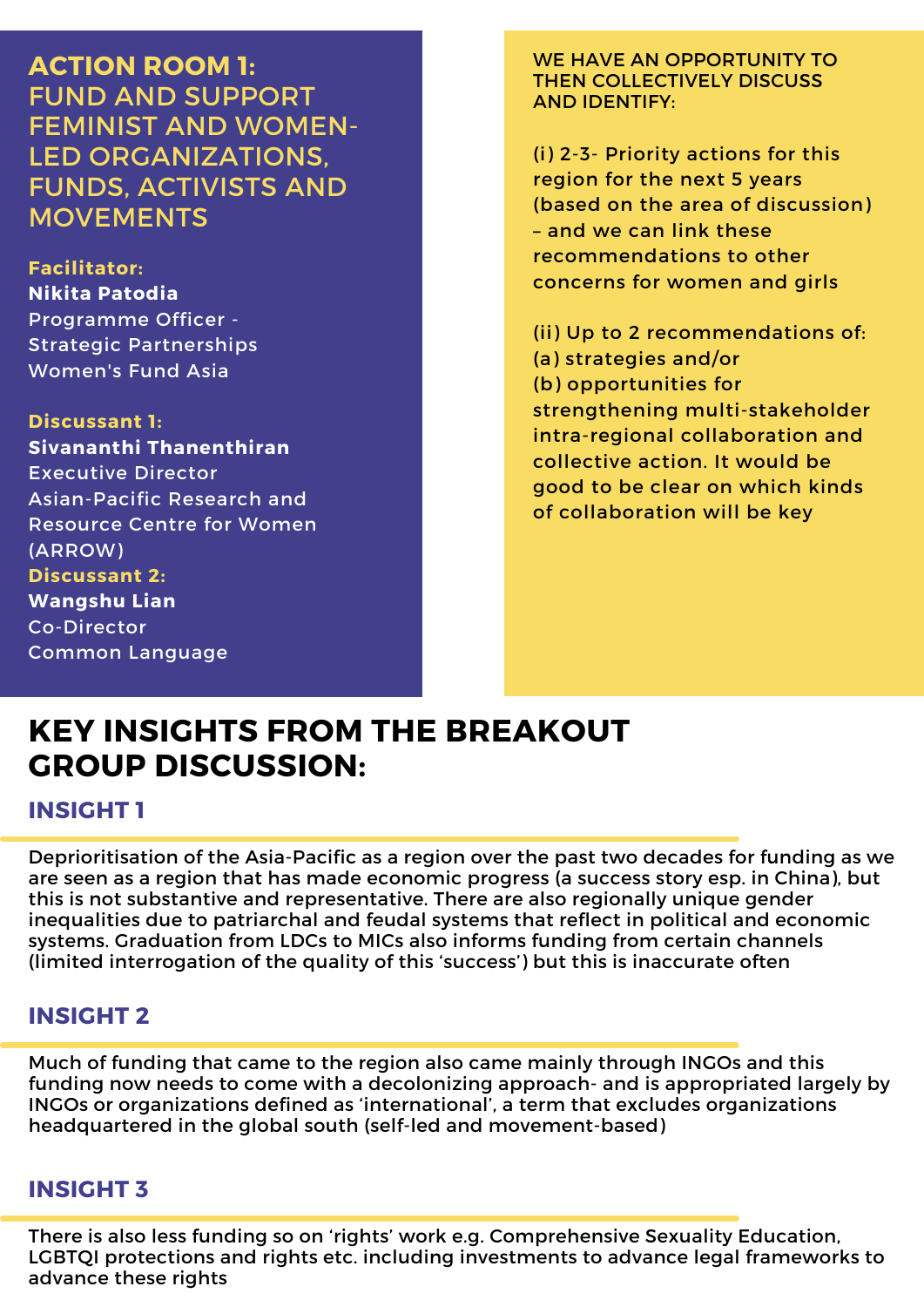## ACTION ROOM 1: FUND AND SUPPORT FEMINIST AND WOMEN-LED ORGANIZATIONS, FUNDS, ACTIVISTS AND MOVEMENTS

**Facilitator:**
**Nikita Patodia**
Programme Officer - Strategic Partnerships
Women's Fund Asia

**Discussant 1:**
**Sivananthi Thanenthiran**
Executive Director
Asian-Pacific Research and Resource Centre for Women (ARROW)

**Discussant 2:**
**Wangshu Lian**
Co-Director
Common Language

WE HAVE AN OPPORTUNITY TO THEN COLLECTIVELY DISCUSS AND IDENTIFY:

(i) 2-3- Priority actions for this region for the next 5 years (based on the area of discussion) – and we can link these recommendations to other concerns for women and girls

(ii) Up to 2 recommendations of:
(a) strategies and/or
(b) opportunities for strengthening multi-stakeholder intra-regional collaboration and collective action. It would be good to be clear on which kinds of collaboration will be key

# KEY INSIGHTS FROM THE BREAKOUT GROUP DISCUSSION:

### INSIGHT 1

Deprioritisation of the Asia-Pacific as a region over the past two decades for funding as we are seen as a region that has made economic progress (a success story esp. in China), but this is not substantive and representative. There are also regionally unique gender inequalities due to patriarchal and feudal systems that reflect in political and economic systems. Graduation from LDCs to MICs also informs funding from certain channels (limited interrogation of the quality of this 'success') but this is inaccurate often

### INSIGHT 2

Much of funding that came to the region also came mainly through INGOs and this funding now needs to come with a decolonizing approach- and is appropriated largely by INGOs or organizations defined as 'international', a term that excludes organizations headquartered in the global south (self-led and movement-based)

### INSIGHT 3

There is also less funding so on 'rights' work e.g. Comprehensive Sexuality Education, LGBTQI protections and rights etc. including investments to advance legal frameworks to advance these rights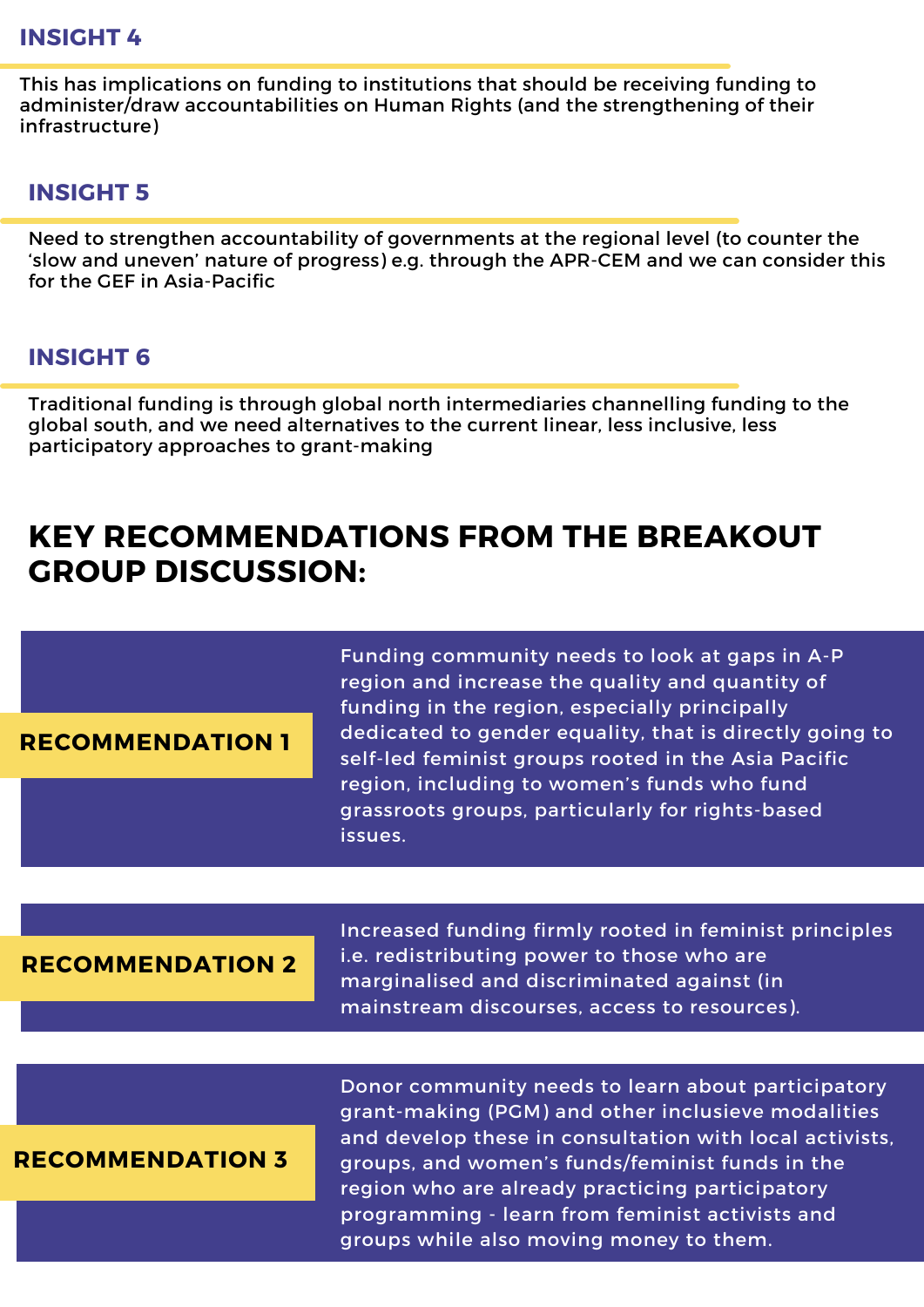### INSIGHT 4

This has implications on funding to institutions that should be receiving funding to administer/draw accountabilities on Human Rights (and the strengthening of their infrastructure)

### INSIGHT 5

Need to strengthen accountability of governments at the regional level (to counter the 'slow and uneven' nature of progress) e.g. through the APR-CEM and we can consider this for the GEF in Asia-Pacific

### INSIGHT 6

Traditional funding is through global north intermediaries channelling funding to the global south, and we need alternatives to the current linear, less inclusive, less participatory approaches to grant-making

## KEY RECOMMENDATIONS FROM THE BREAKOUT GROUP DISCUSSION:

**RECOMMENDATION 1**

Funding community needs to look at gaps in A-P region and increase the quality and quantity of funding in the region, especially principally dedicated to gender equality, that is directly going to self-led feminist groups rooted in the Asia Pacific region, including to women's funds who fund grassroots groups, particularly for rights-based issues.

**RECOMMENDATION 2**

Increased funding firmly rooted in feminist principles i.e. redistributing power to those who are marginalised and discriminated against (in mainstream discourses, access to resources).

**RECOMMENDATION 3**

Donor community needs to learn about participatory grant-making (PGM) and other inclusieve modalities and develop these in consultation with local activists, groups, and women's funds/feminist funds in the region who are already practicing participatory programming - learn from feminist activists and groups while also moving money to them.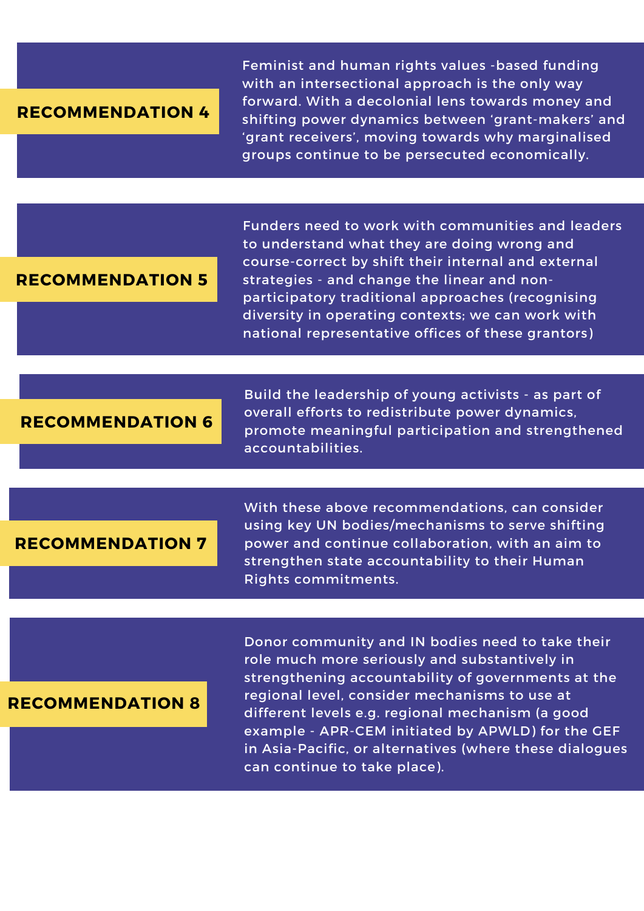## RECOMMENDATION 4

Feminist and human rights values -based funding with an intersectional approach is the only way forward. With a decolonial lens towards money and shifting power dynamics between 'grant-makers' and 'grant receivers', moving towards why marginalised groups continue to be persecuted economically.

## RECOMMENDATION 5

Funders need to work with communities and leaders to understand what they are doing wrong and course-correct by shift their internal and external strategies - and change the linear and non-participatory traditional approaches (recognising diversity in operating contexts; we can work with national representative offices of these grantors)

## RECOMMENDATION 6

Build the leadership of young activists - as part of overall efforts to redistribute power dynamics, promote meaningful participation and strengthened accountabilities.

## RECOMMENDATION 7

With these above recommendations, can consider using key UN bodies/mechanisms to serve shifting power and continue collaboration, with an aim to strengthen state accountability to their Human Rights commitments.

## RECOMMENDATION 8

Donor community and IN bodies need to take their role much more seriously and substantively in strengthening accountability of governments at the regional level, consider mechanisms to use at different levels e.g. regional mechanism (a good example - APR-CEM initiated by APWLD) for the GEF in Asia-Pacific, or alternatives (where these dialogues can continue to take place).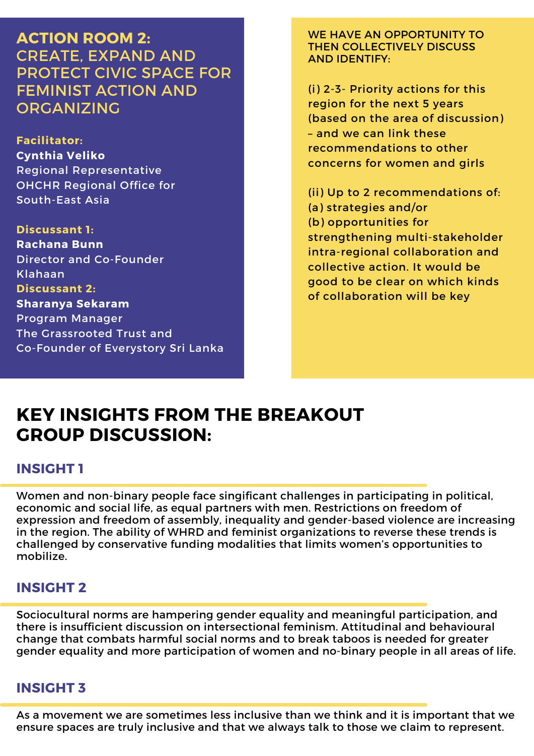## ACTION ROOM 2: CREATE, EXPAND AND PROTECT CIVIC SPACE FOR FEMINIST ACTION AND ORGANIZING

**Facilitator:**
**Cynthia Veliko**
Regional Representative
OHCHR Regional Office for South-East Asia

**Discussant 1:**
**Rachana Bunn**
Director and Co-Founder
Klahaan

**Discussant 2:**
**Sharanya Sekaram**
Program Manager
The Grassrooted Trust and
Co-Founder of Everystory Sri Lanka

WE HAVE AN OPPORTUNITY TO THEN COLLECTIVELY DISCUSS AND IDENTIFY:

(i) 2-3- Priority actions for this region for the next 5 years (based on the area of discussion) – and we can link these recommendations to other concerns for women and girls

(ii) Up to 2 recommendations of:
(a) strategies and/or
(b) opportunities for strengthening multi-stakeholder intra-regional collaboration and collective action. It would be good to be clear on which kinds of collaboration will be key

## KEY INSIGHTS FROM THE BREAKOUT GROUP DISCUSSION:

### INSIGHT 1

Women and non-binary people face singificant challenges in participating in political, economic and social life, as equal partners with men. Restrictions on freedom of expression and freedom of assembly, inequality and gender-based violence are increasing in the region. The ability of WHRD and feminist organizations to reverse these trends is challenged by conservative funding modalities that limits women's opportunities to mobilize.

### INSIGHT 2

Sociocultural norms are hampering gender equality and meaningful participation, and there is insufficient discussion on intersectional feminism. Attitudinal and behavioural change that combats harmful social norms and to break taboos is needed for greater gender equality and more participation of women and no-binary people in all areas of life.

### INSIGHT 3

As a movement we are sometimes less inclusive than we think and it is important that we ensure spaces are truly inclusive and that we always talk to those we claim to represent.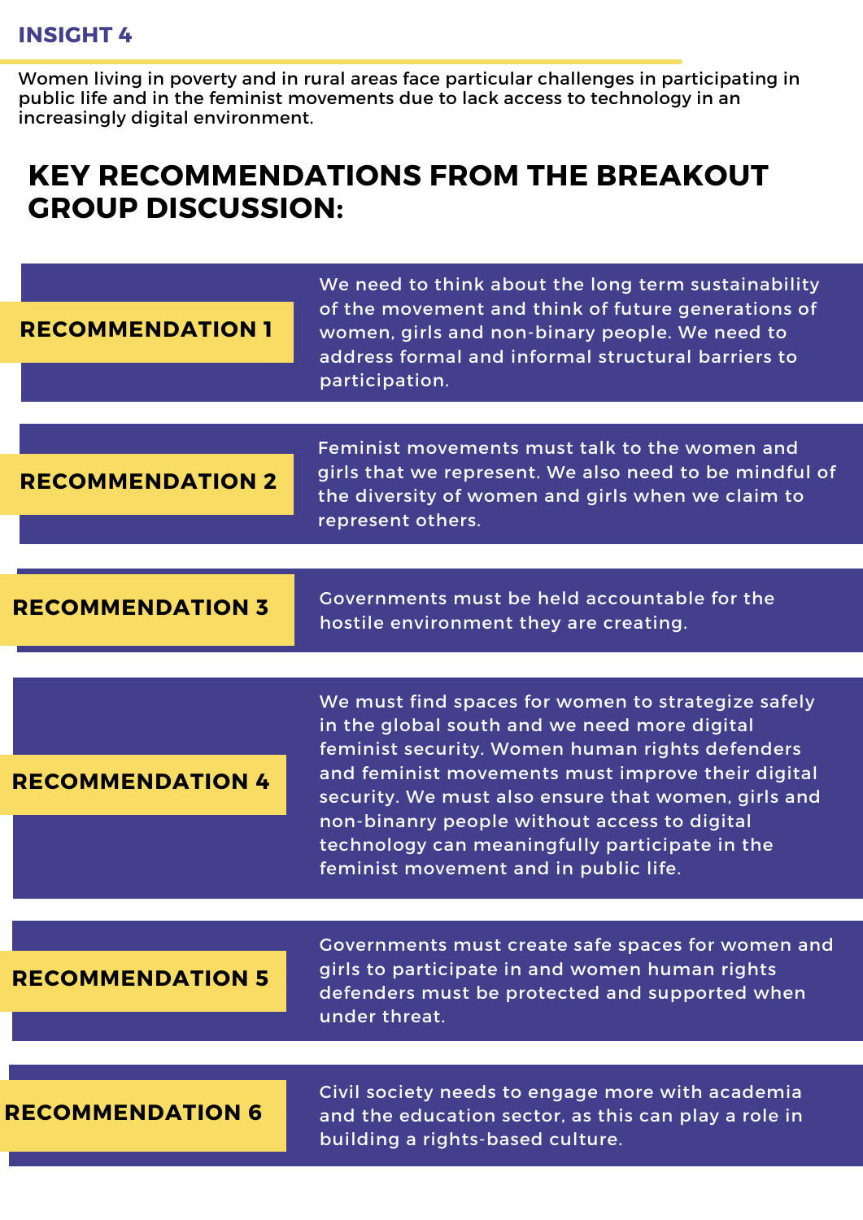## INSIGHT 4

Women living in poverty and in rural areas face particular challenges in participating in public life and in the feminist movements due to lack access to technology in an increasingly digital environment.

# KEY RECOMMENDATIONS FROM THE BREAKOUT GROUP DISCUSSION:

**RECOMMENDATION 1**

We need to think about the long term sustainability of the movement and think of future generations of women, girls and non-binary people. We need to address formal and informal structural barriers to participation.

**RECOMMENDATION 2**

Feminist movements must talk to the women and girls that we represent. We also need to be mindful of the diversity of women and girls when we claim to represent others.

**RECOMMENDATION 3**

Governments must be held accountable for the hostile environment they are creating.

**RECOMMENDATION 4**

We must find spaces for women to strategize safely in the global south and we need more digital feminist security. Women human rights defenders and feminist movements must improve their digital security. We must also ensure that women, girls and non-binanry people without access to digital technology can meaningfully participate in the feminist movement and in public life.

**RECOMMENDATION 5**

Governments must create safe spaces for women and girls to participate in and women human rights defenders must be protected and supported when under threat.

**RECOMMENDATION 6**

Civil society needs to engage more with academia and the education sector, as this can play a role in building a rights-based culture.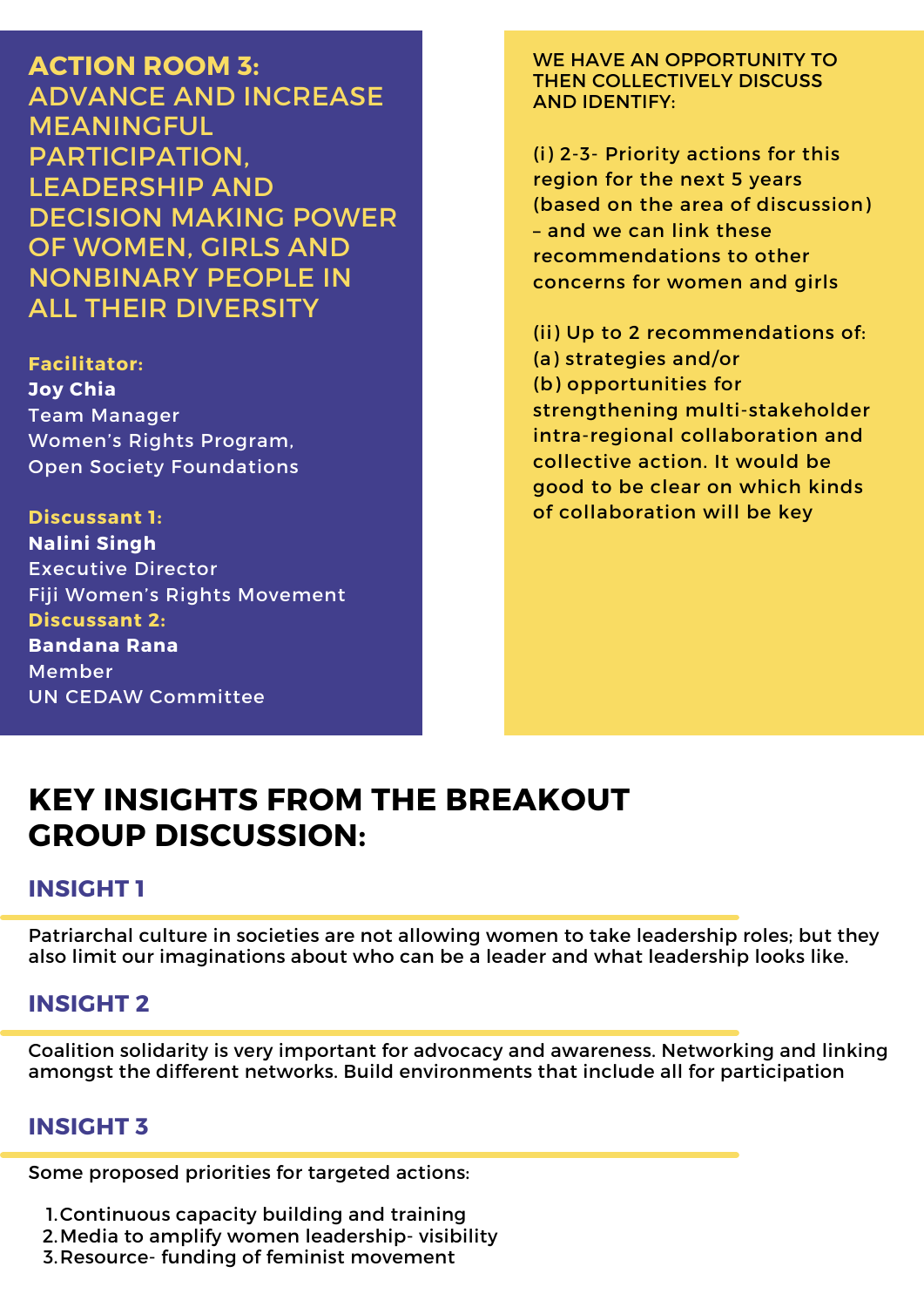## ACTION ROOM 3: ADVANCE AND INCREASE MEANINGFUL PARTICIPATION, LEADERSHIP AND DECISION MAKING POWER OF WOMEN, GIRLS AND NONBINARY PEOPLE IN ALL THEIR DIVERSITY

**Facilitator:**
**Joy Chia**
Team Manager
Women's Rights Program,
Open Society Foundations

**Discussant 1:**
**Nalini Singh**
Executive Director
Fiji Women's Rights Movement

**Discussant 2:**
**Bandana Rana**
Member
UN CEDAW Committee

WE HAVE AN OPPORTUNITY TO THEN COLLECTIVELY DISCUSS AND IDENTIFY:

(i) 2-3- Priority actions for this region for the next 5 years (based on the area of discussion) – and we can link these recommendations to other concerns for women and girls

(ii) Up to 2 recommendations of:
(a) strategies and/or
(b) opportunities for strengthening multi-stakeholder intra-regional collaboration and collective action. It would be good to be clear on which kinds of collaboration will be key

# KEY INSIGHTS FROM THE BREAKOUT GROUP DISCUSSION:

### INSIGHT 1

Patriarchal culture in societies are not allowing women to take leadership roles; but they also limit our imaginations about who can be a leader and what leadership looks like.

### INSIGHT 2

Coalition solidarity is very important for advocacy and awareness. Networking and linking amongst the different networks. Build environments that include all for participation

### INSIGHT 3

Some proposed priorities for targeted actions:

1. Continuous capacity building and training
2. Media to amplify women leadership- visibility
3. Resource- funding of feminist movement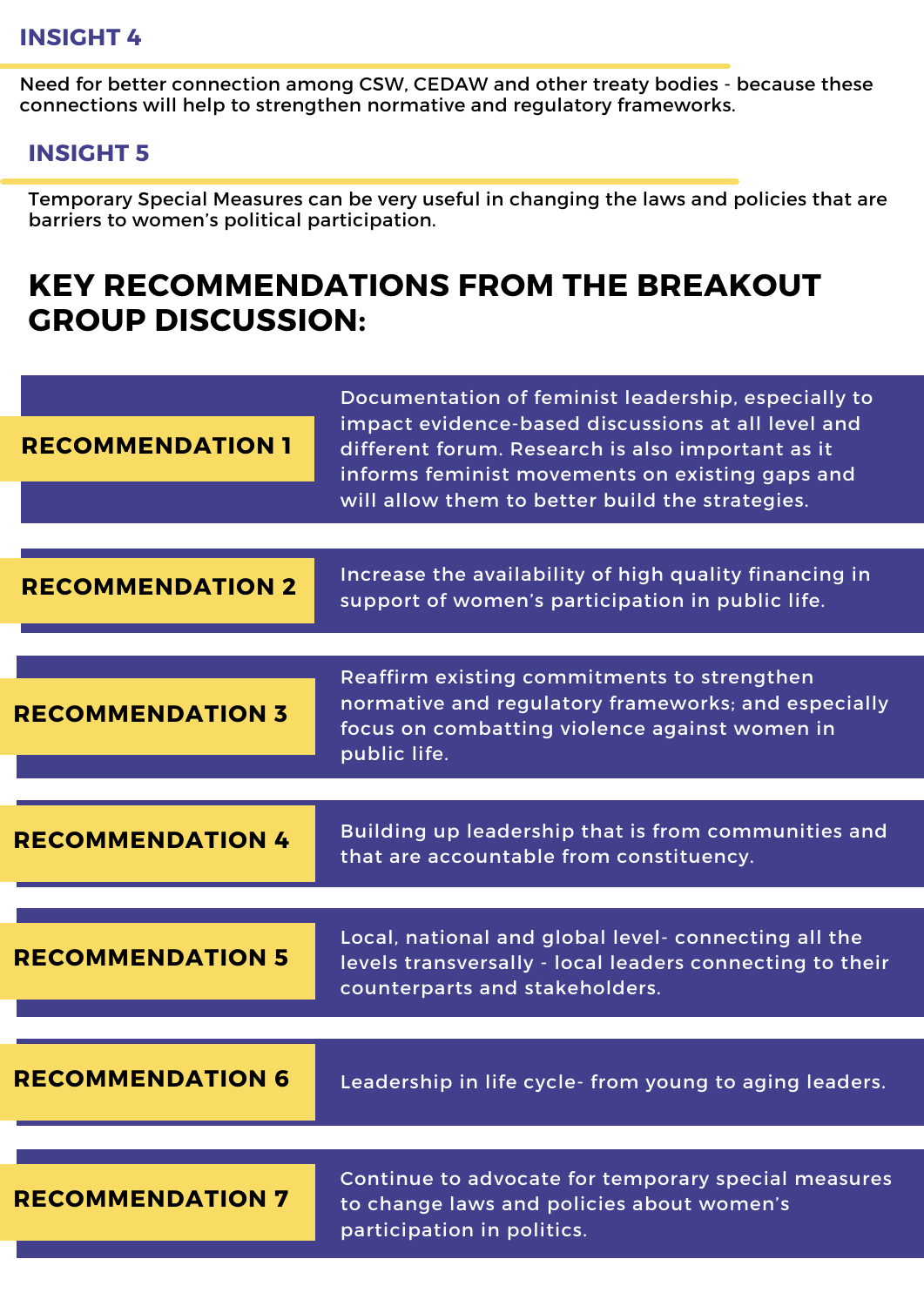## INSIGHT 4

Need for better connection among CSW, CEDAW and other treaty bodies - because these connections will help to strengthen normative and regulatory frameworks.

## INSIGHT 5

Temporary Special Measures can be very useful in changing the laws and policies that are barriers to women's political participation.

# KEY RECOMMENDATIONS FROM THE BREAKOUT GROUP DISCUSSION:

**RECOMMENDATION 1**

Documentation of feminist leadership, especially to impact evidence-based discussions at all level and different forum. Research is also important as it informs feminist movements on existing gaps and will allow them to better build the strategies.

**RECOMMENDATION 2**

Increase the availability of high quality financing in support of women's participation in public life.

**RECOMMENDATION 3**

Reaffirm existing commitments to strengthen normative and regulatory frameworks; and especially focus on combatting violence against women in public life.

**RECOMMENDATION 4**

Building up leadership that is from communities and that are accountable from constituency.

**RECOMMENDATION 5**

Local, national and global level- connecting all the levels transversally - local leaders connecting to their counterparts and stakeholders.

**RECOMMENDATION 6**

Leadership in life cycle- from young to aging leaders.

**RECOMMENDATION 7**

Continue to advocate for temporary special measures to change laws and policies about women's participation in politics.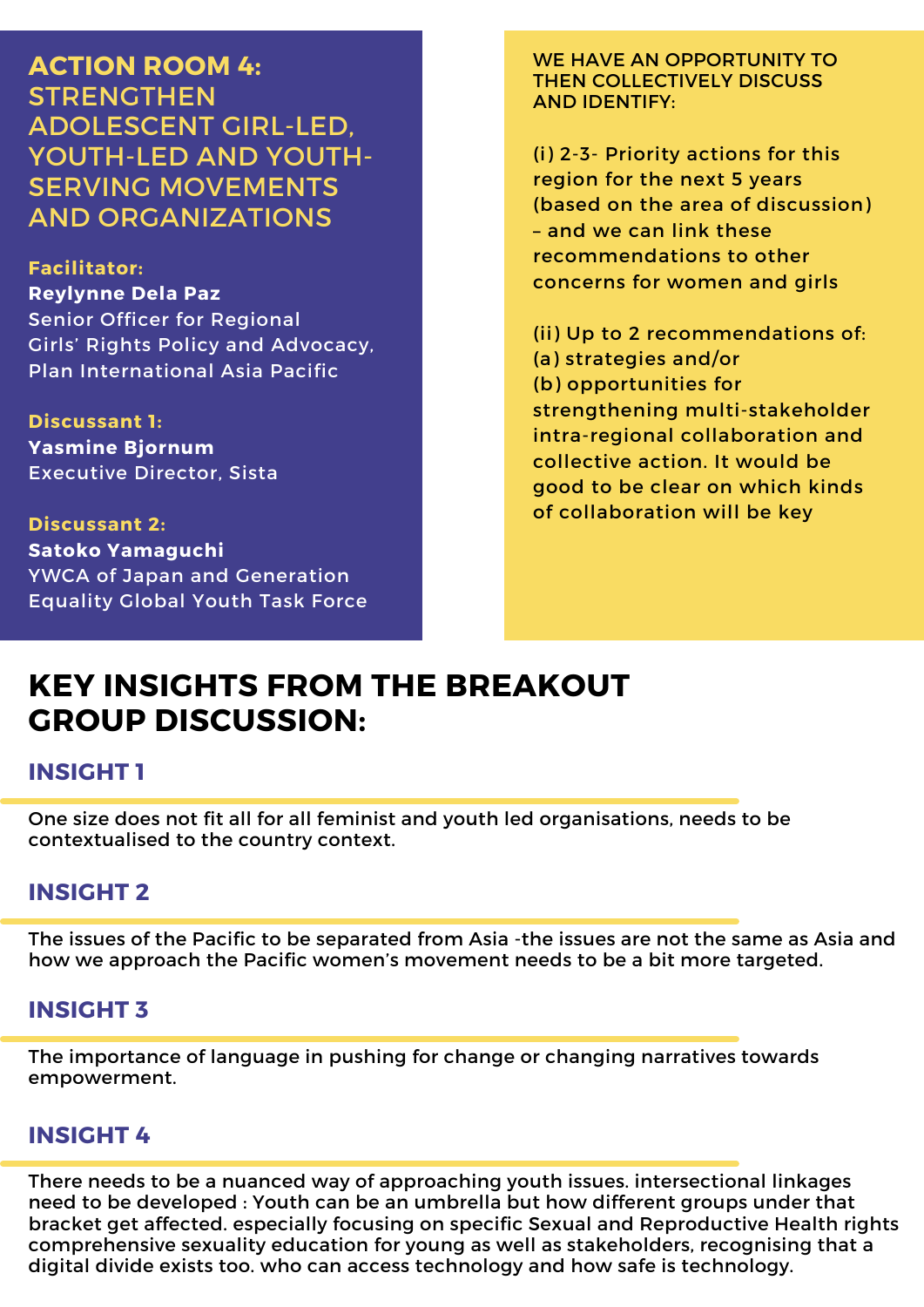## ACTION ROOM 4: STRENGTHEN ADOLESCENT GIRL-LED, YOUTH-LED AND YOUTH-SERVING MOVEMENTS AND ORGANIZATIONS

**Facilitator:**
**Reylynne Dela Paz**
Senior Officer for Regional Girls' Rights Policy and Advocacy, Plan International Asia Pacific

**Discussant 1:**
**Yasmine Bjornum**
Executive Director, Sista

**Discussant 2:**
**Satoko Yamaguchi**
YWCA of Japan and Generation Equality Global Youth Task Force

WE HAVE AN OPPORTUNITY TO THEN COLLECTIVELY DISCUSS AND IDENTIFY:

(i) 2-3- Priority actions for this region for the next 5 years (based on the area of discussion) – and we can link these recommendations to other concerns for women and girls

(ii) Up to 2 recommendations of:
(a) strategies and/or
(b) opportunities for strengthening multi-stakeholder intra-regional collaboration and collective action. It would be good to be clear on which kinds of collaboration will be key

## KEY INSIGHTS FROM THE BREAKOUT GROUP DISCUSSION:

### INSIGHT 1

One size does not fit all for all feminist and youth led organisations, needs to be contextualised to the country context.

### INSIGHT 2

The issues of the Pacific to be separated from Asia -the issues are not the same as Asia and how we approach the Pacific women's movement needs to be a bit more targeted.

### INSIGHT 3

The importance of language in pushing for change or changing narratives towards empowerment.

### INSIGHT 4

There needs to be a nuanced way of approaching youth issues. intersectional linkages need to be developed : Youth can be an umbrella but how different groups under that bracket get affected. especially focusing on specific Sexual and Reproductive Health rights comprehensive sexuality education for young as well as stakeholders, recognising that a digital divide exists too. who can access technology and how safe is technology.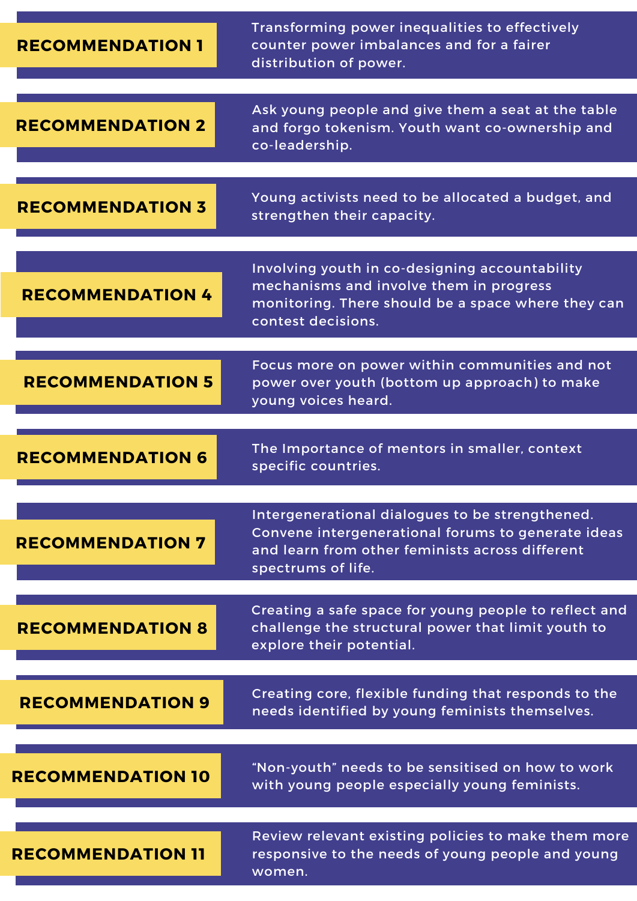**RECOMMENDATION 1**

Transforming power inequalities to effectively counter power imbalances and for a fairer distribution of power.

**RECOMMENDATION 2**

Ask young people and give them a seat at the table and forgo tokenism. Youth want co-ownership and co-leadership.

**RECOMMENDATION 3**

Young activists need to be allocated a budget, and strengthen their capacity.

**RECOMMENDATION 4**

Involving youth in co-designing accountability mechanisms and involve them in progress monitoring. There should be a space where they can contest decisions.

**RECOMMENDATION 5**

Focus more on power within communities and not power over youth (bottom up approach) to make young voices heard.

**RECOMMENDATION 6**

The Importance of mentors in smaller, context specific countries.

**RECOMMENDATION 7**

Intergenerational dialogues to be strengthened. Convene intergenerational forums to generate ideas and learn from other feminists across different spectrums of life.

**RECOMMENDATION 8**

Creating a safe space for young people to reflect and challenge the structural power that limit youth to explore their potential.

**RECOMMENDATION 9**

Creating core, flexible funding that responds to the needs identified by young feminists themselves.

**RECOMMENDATION 10**

"Non-youth" needs to be sensitised on how to work with young people especially young feminists.

**RECOMMENDATION 11**

Review relevant existing policies to make them more responsive to the needs of young people and young women.